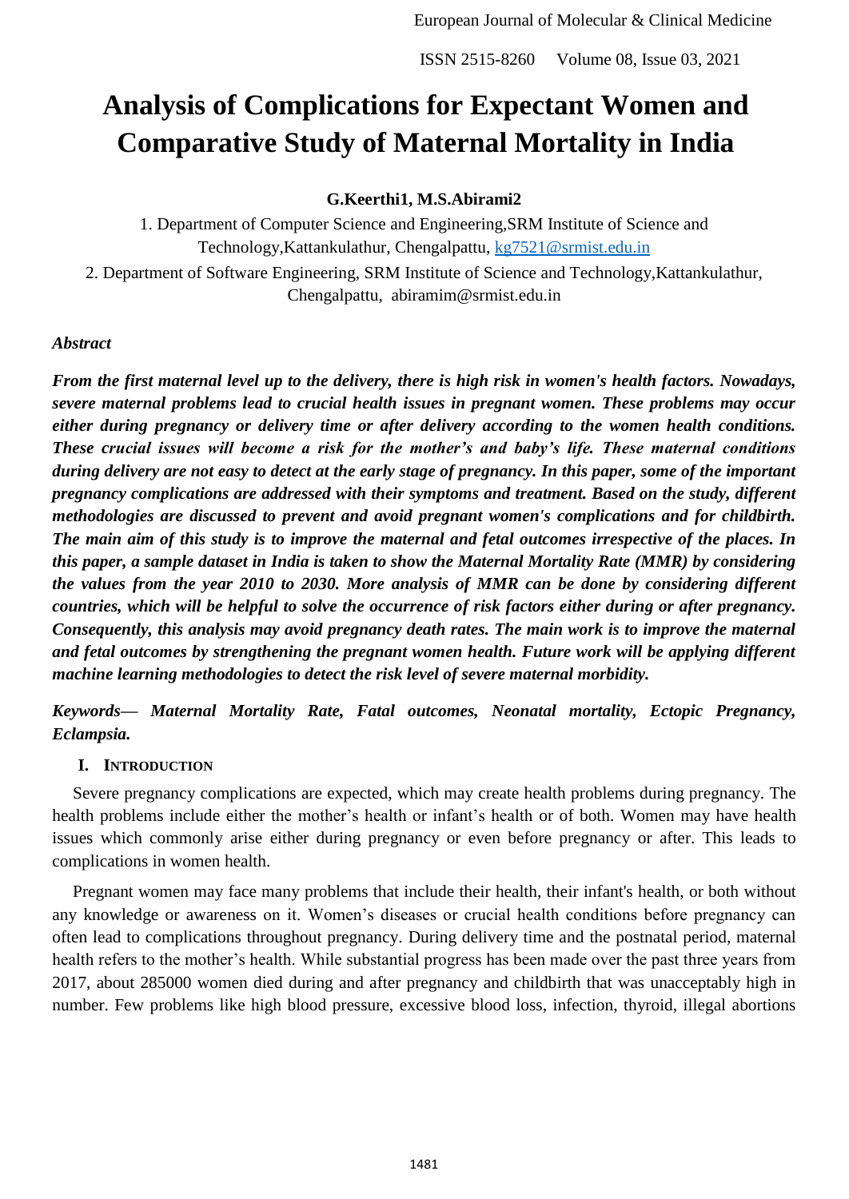# Analysis of Complications for Expectant Women and Comparative Study of Maternal Mortality in India

**G.Keerthi1, M.S.Abirami2**

1. Department of Computer Science and Engineering,SRM Institute of Science and Technology,Kattankulathur, Chengalpattu, kg7521@srmist.edu.in
2. Department of Software Engineering, SRM Institute of Science and Technology,Kattankulathur, Chengalpattu, abiramim@srmist.edu.in

***Abstract***

***From the first maternal level up to the delivery, there is high risk in women's health factors. Nowadays, severe maternal problems lead to crucial health issues in pregnant women. These problems may occur either during pregnancy or delivery time or after delivery according to the women health conditions. These crucial issues will become a risk for the mother's and baby's life. These maternal conditions during delivery are not easy to detect at the early stage of pregnancy. In this paper, some of the important pregnancy complications are addressed with their symptoms and treatment. Based on the study, different methodologies are discussed to prevent and avoid pregnant women's complications and for childbirth. The main aim of this study is to improve the maternal and fetal outcomes irrespective of the places. In this paper, a sample dataset in India is taken to show the Maternal Mortality Rate (MMR) by considering the values from the year 2010 to 2030. More analysis of MMR can be done by considering different countries, which will be helpful to solve the occurrence of risk factors either during or after pregnancy. Consequently, this analysis may avoid pregnancy death rates. The main work is to improve the maternal and fetal outcomes by strengthening the pregnant women health. Future work will be applying different machine learning methodologies to detect the risk level of severe maternal morbidity.***

***Keywords— Maternal Mortality Rate, Fatal outcomes, Neonatal mortality, Ectopic Pregnancy, Eclampsia.***

## I. Introduction

Severe pregnancy complications are expected, which may create health problems during pregnancy. The health problems include either the mother's health or infant's health or of both. Women may have health issues which commonly arise either during pregnancy or even before pregnancy or after. This leads to complications in women health.

Pregnant women may face many problems that include their health, their infant's health, or both without any knowledge or awareness on it. Women's diseases or crucial health conditions before pregnancy can often lead to complications throughout pregnancy. During delivery time and the postnatal period, maternal health refers to the mother's health. While substantial progress has been made over the past three years from 2017, about 285000 women died during and after pregnancy and childbirth that was unacceptably high in number. Few problems like high blood pressure, excessive blood loss, infection, thyroid, illegal abortions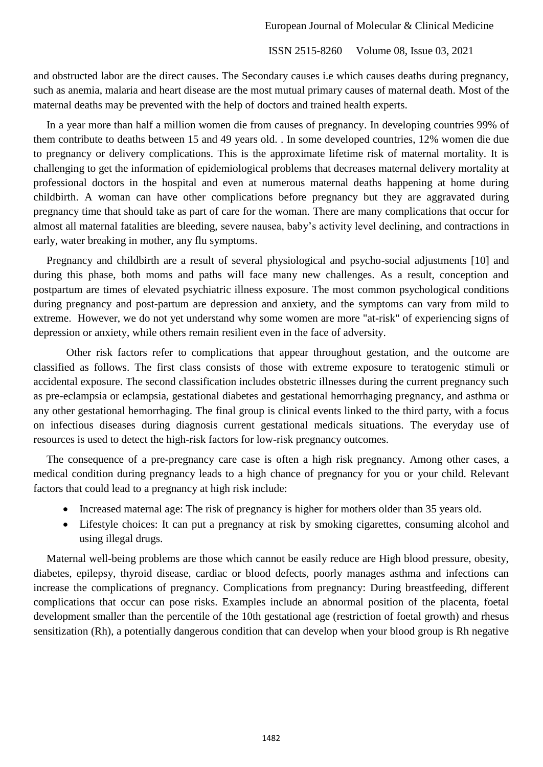and obstructed labor are the direct causes. The Secondary causes i.e which causes deaths during pregnancy, such as anemia, malaria and heart disease are the most mutual primary causes of maternal death. Most of the maternal deaths may be prevented with the help of doctors and trained health experts.

In a year more than half a million women die from causes of pregnancy. In developing countries 99% of them contribute to deaths between 15 and 49 years old. . In some developed countries, 12% women die due to pregnancy or delivery complications. This is the approximate lifetime risk of maternal mortality. It is challenging to get the information of epidemiological problems that decreases maternal delivery mortality at professional doctors in the hospital and even at numerous maternal deaths happening at home during childbirth. A woman can have other complications before pregnancy but they are aggravated during pregnancy time that should take as part of care for the woman. There are many complications that occur for almost all maternal fatalities are bleeding, severe nausea, baby's activity level declining, and contractions in early, water breaking in mother, any flu symptoms.

Pregnancy and childbirth are a result of several physiological and psycho-social adjustments [10] and during this phase, both moms and paths will face many new challenges. As a result, conception and postpartum are times of elevated psychiatric illness exposure. The most common psychological conditions during pregnancy and post-partum are depression and anxiety, and the symptoms can vary from mild to extreme. However, we do not yet understand why some women are more "at-risk" of experiencing signs of depression or anxiety, while others remain resilient even in the face of adversity.

Other risk factors refer to complications that appear throughout gestation, and the outcome are classified as follows. The first class consists of those with extreme exposure to teratogenic stimuli or accidental exposure. The second classification includes obstetric illnesses during the current pregnancy such as pre-eclampsia or eclampsia, gestational diabetes and gestational hemorrhaging pregnancy, and asthma or any other gestational hemorrhaging. The final group is clinical events linked to the third party, with a focus on infectious diseases during diagnosis current gestational medicals situations. The everyday use of resources is used to detect the high-risk factors for low-risk pregnancy outcomes.

The consequence of a pre-pregnancy care case is often a high risk pregnancy. Among other cases, a medical condition during pregnancy leads to a high chance of pregnancy for you or your child. Relevant factors that could lead to a pregnancy at high risk include:

- Increased maternal age: The risk of pregnancy is higher for mothers older than 35 years old.
- Lifestyle choices: It can put a pregnancy at risk by smoking cigarettes, consuming alcohol and using illegal drugs.

Maternal well-being problems are those which cannot be easily reduce are High blood pressure, obesity, diabetes, epilepsy, thyroid disease, cardiac or blood defects, poorly manages asthma and infections can increase the complications of pregnancy. Complications from pregnancy: During breastfeeding, different complications that occur can pose risks. Examples include an abnormal position of the placenta, foetal development smaller than the percentile of the 10th gestational age (restriction of foetal growth) and rhesus sensitization (Rh), a potentially dangerous condition that can develop when your blood group is Rh negative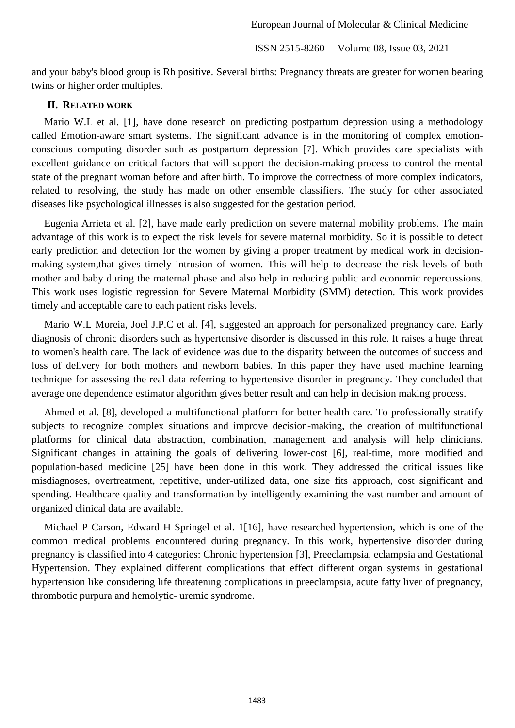and your baby's blood group is Rh positive. Several births: Pregnancy threats are greater for women bearing twins or higher order multiples.

## II. RELATED WORK

Mario W.L et al. [1], have done research on predicting postpartum depression using a methodology called Emotion-aware smart systems. The significant advance is in the monitoring of complex emotion-conscious computing disorder such as postpartum depression [7]. Which provides care specialists with excellent guidance on critical factors that will support the decision-making process to control the mental state of the pregnant woman before and after birth. To improve the correctness of more complex indicators, related to resolving, the study has made on other ensemble classifiers. The study for other associated diseases like psychological illnesses is also suggested for the gestation period.

Eugenia Arrieta et al. [2], have made early prediction on severe maternal mobility problems. The main advantage of this work is to expect the risk levels for severe maternal morbidity. So it is possible to detect early prediction and detection for the women by giving a proper treatment by medical work in decision-making system,that gives timely intrusion of women. This will help to decrease the risk levels of both mother and baby during the maternal phase and also help in reducing public and economic repercussions. This work uses logistic regression for Severe Maternal Morbidity (SMM) detection. This work provides timely and acceptable care to each patient risks levels.

Mario W.L Moreia, Joel J.P.C et al. [4], suggested an approach for personalized pregnancy care. Early diagnosis of chronic disorders such as hypertensive disorder is discussed in this role. It raises a huge threat to women's health care. The lack of evidence was due to the disparity between the outcomes of success and loss of delivery for both mothers and newborn babies. In this paper they have used machine learning technique for assessing the real data referring to hypertensive disorder in pregnancy. They concluded that average one dependence estimator algorithm gives better result and can help in decision making process.

Ahmed et al. [8], developed a multifunctional platform for better health care. To professionally stratify subjects to recognize complex situations and improve decision-making, the creation of multifunctional platforms for clinical data abstraction, combination, management and analysis will help clinicians. Significant changes in attaining the goals of delivering lower-cost [6], real-time, more modified and population-based medicine [25] have been done in this work. They addressed the critical issues like misdiagnoses, overtreatment, repetitive, under-utilized data, one size fits approach, cost significant and spending. Healthcare quality and transformation by intelligently examining the vast number and amount of organized clinical data are available.

Michael P Carson, Edward H Springel et al. 1[16], have researched hypertension, which is one of the common medical problems encountered during pregnancy. In this work, hypertensive disorder during pregnancy is classified into 4 categories: Chronic hypertension [3], Preeclampsia, eclampsia and Gestational Hypertension. They explained different complications that effect different organ systems in gestational hypertension like considering life threatening complications in preeclampsia, acute fatty liver of pregnancy, thrombotic purpura and hemolytic- uremic syndrome.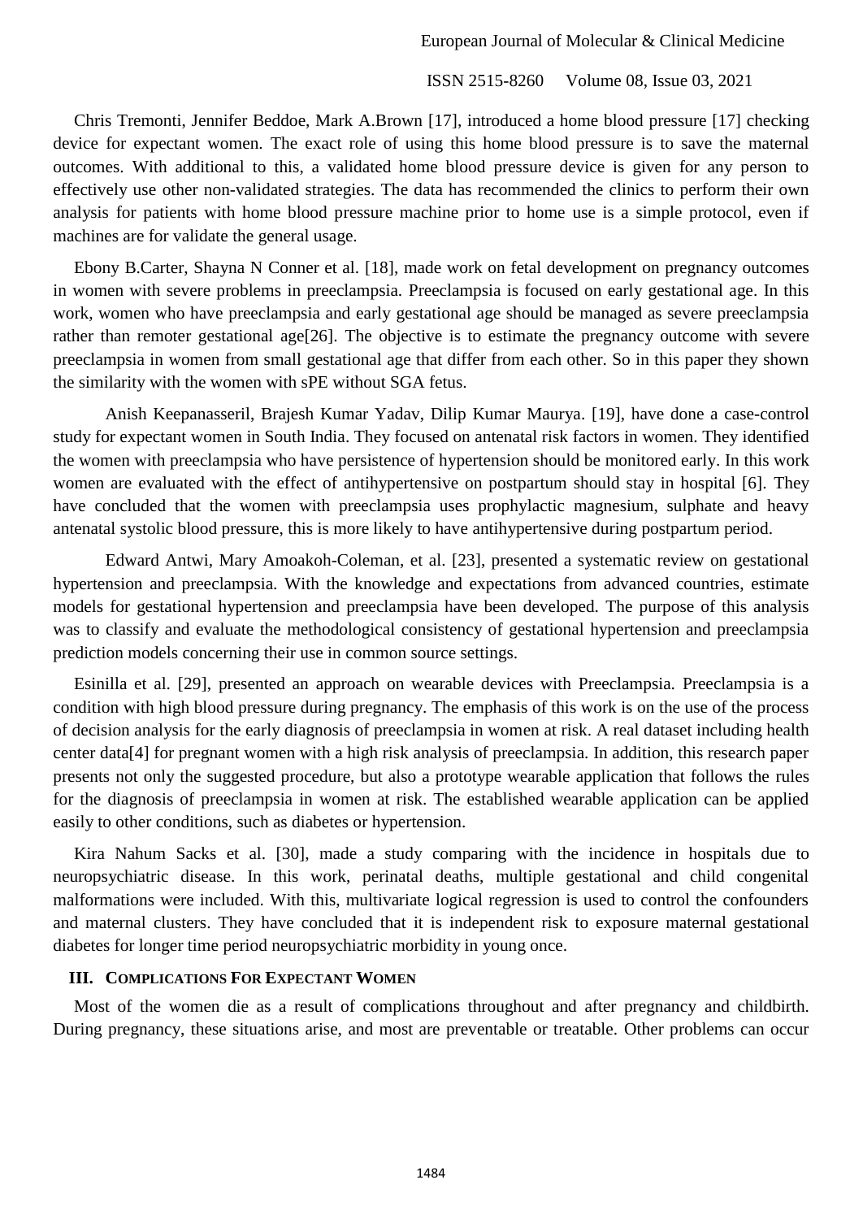Chris Tremonti, Jennifer Beddoe, Mark A.Brown [17], introduced a home blood pressure [17] checking device for expectant women. The exact role of using this home blood pressure is to save the maternal outcomes. With additional to this, a validated home blood pressure device is given for any person to effectively use other non-validated strategies. The data has recommended the clinics to perform their own analysis for patients with home blood pressure machine prior to home use is a simple protocol, even if machines are for validate the general usage.

Ebony B.Carter, Shayna N Conner et al. [18], made work on fetal development on pregnancy outcomes in women with severe problems in preeclampsia. Preeclampsia is focused on early gestational age. In this work, women who have preeclampsia and early gestational age should be managed as severe preeclampsia rather than remoter gestational age[26]. The objective is to estimate the pregnancy outcome with severe preeclampsia in women from small gestational age that differ from each other. So in this paper they shown the similarity with the women with sPE without SGA fetus.

Anish Keepanasseril, Brajesh Kumar Yadav, Dilip Kumar Maurya. [19], have done a case-control study for expectant women in South India. They focused on antenatal risk factors in women. They identified the women with preeclampsia who have persistence of hypertension should be monitored early. In this work women are evaluated with the effect of antihypertensive on postpartum should stay in hospital [6]. They have concluded that the women with preeclampsia uses prophylactic magnesium, sulphate and heavy antenatal systolic blood pressure, this is more likely to have antihypertensive during postpartum period.

Edward Antwi, Mary Amoakoh-Coleman, et al. [23], presented a systematic review on gestational hypertension and preeclampsia. With the knowledge and expectations from advanced countries, estimate models for gestational hypertension and preeclampsia have been developed. The purpose of this analysis was to classify and evaluate the methodological consistency of gestational hypertension and preeclampsia prediction models concerning their use in common source settings.

Esinilla et al. [29], presented an approach on wearable devices with Preeclampsia. Preeclampsia is a condition with high blood pressure during pregnancy. The emphasis of this work is on the use of the process of decision analysis for the early diagnosis of preeclampsia in women at risk. A real dataset including health center data[4] for pregnant women with a high risk analysis of preeclampsia. In addition, this research paper presents not only the suggested procedure, but also a prototype wearable application that follows the rules for the diagnosis of preeclampsia in women at risk. The established wearable application can be applied easily to other conditions, such as diabetes or hypertension.

Kira Nahum Sacks et al. [30], made a study comparing with the incidence in hospitals due to neuropsychiatric disease. In this work, perinatal deaths, multiple gestational and child congenital malformations were included. With this, multivariate logical regression is used to control the confounders and maternal clusters. They have concluded that it is independent risk to exposure maternal gestational diabetes for longer time period neuropsychiatric morbidity in young once.

## III. Complications For Expectant Women

Most of the women die as a result of complications throughout and after pregnancy and childbirth. During pregnancy, these situations arise, and most are preventable or treatable. Other problems can occur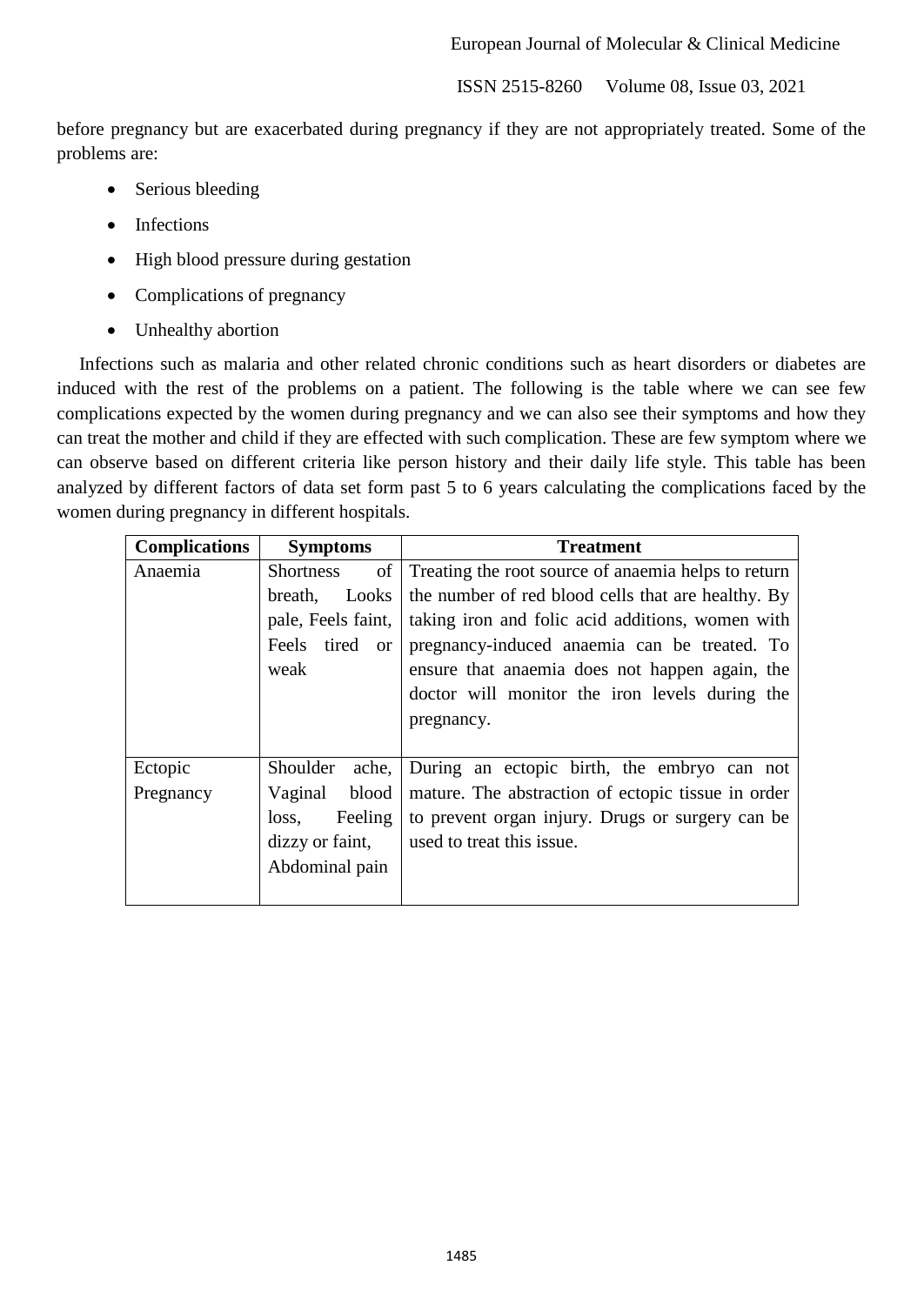before pregnancy but are exacerbated during pregnancy if they are not appropriately treated. Some of the problems are:

- Serious bleeding
- Infections
- High blood pressure during gestation
- Complications of pregnancy
- Unhealthy abortion

Infections such as malaria and other related chronic conditions such as heart disorders or diabetes are induced with the rest of the problems on a patient. The following is the table where we can see few complications expected by the women during pregnancy and we can also see their symptoms and how they can treat the mother and child if they are effected with such complication. These are few symptom where we can observe based on different criteria like person history and their daily life style. This table has been analyzed by different factors of data set form past 5 to 6 years calculating the complications faced by the women during pregnancy in different hospitals.

| Complications | Symptoms | Treatment |
|---|---|---|
| Anaemia | Shortness of breath, Looks pale, Feels faint, Feels tired or weak | Treating the root source of anaemia helps to return the number of red blood cells that are healthy. By taking iron and folic acid additions, women with pregnancy-induced anaemia can be treated. To ensure that anaemia does not happen again, the doctor will monitor the iron levels during the pregnancy. |
| Ectopic Pregnancy | Shoulder ache, Vaginal blood loss, Feeling dizzy or faint, Abdominal pain | During an ectopic birth, the embryo can not mature. The abstraction of ectopic tissue in order to prevent organ injury. Drugs or surgery can be used to treat this issue. |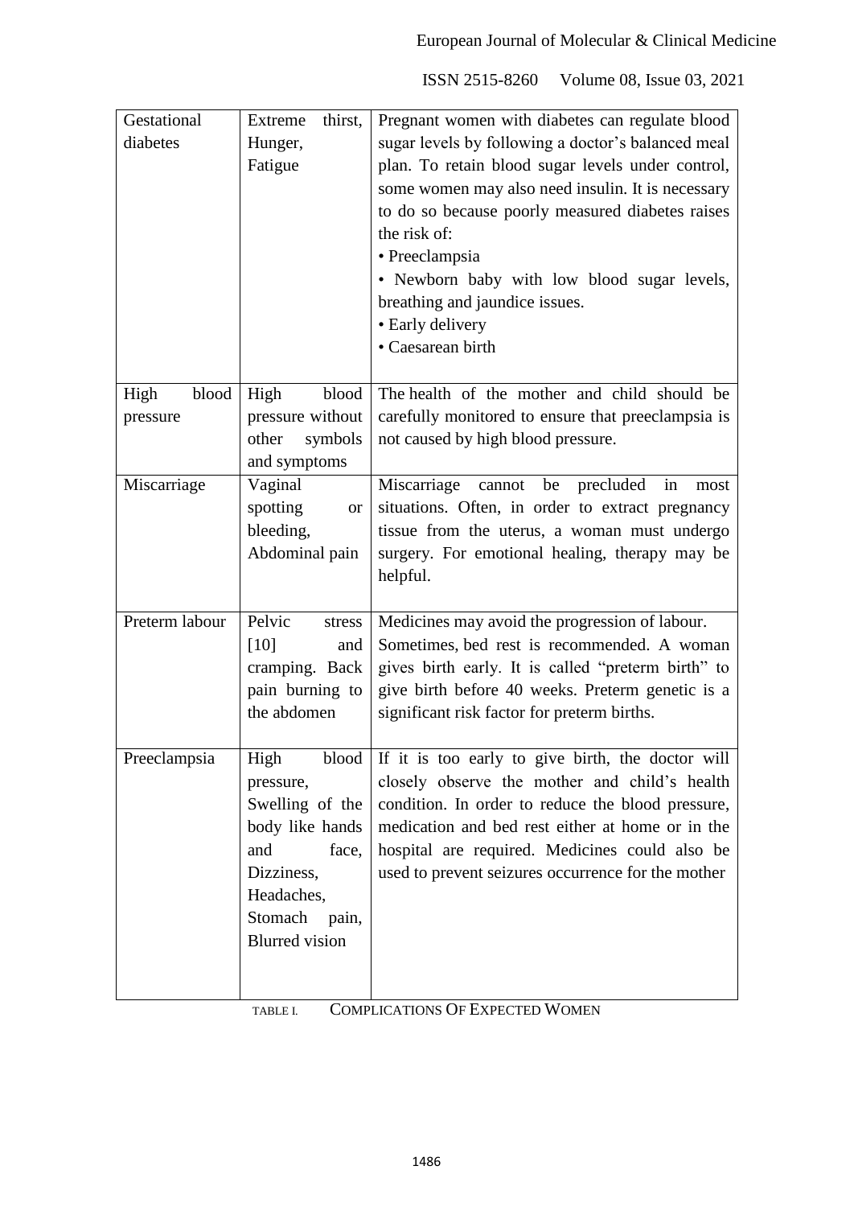| Gestational diabetes | Extreme thirst, Hunger, Fatigue | Pregnant women with diabetes can regulate blood sugar levels by following a doctor's balanced meal plan. To retain blood sugar levels under control, some women may also need insulin. It is necessary to do so because poorly measured diabetes raises the risk of:<br>• Preeclampsia<br>• Newborn baby with low blood sugar levels, breathing and jaundice issues.<br>• Early delivery<br>• Caesarean birth |
|---|---|---|
| High blood pressure | High blood pressure without other symbols and symptoms | The health of the mother and child should be carefully monitored to ensure that preeclampsia is not caused by high blood pressure. |
| Miscarriage | Vaginal spotting or bleeding, Abdominal pain | Miscarriage cannot be precluded in most situations. Often, in order to extract pregnancy tissue from the uterus, a woman must undergo surgery. For emotional healing, therapy may be helpful. |
| Preterm labour | Pelvic stress [10] and cramping. Back pain burning to the abdomen | Medicines may avoid the progression of labour. Sometimes, bed rest is recommended. A woman gives birth early. It is called "preterm birth" to give birth before 40 weeks. Preterm genetic is a significant risk factor for preterm births. |
| Preeclampsia | High blood pressure, Swelling of the body like hands and face, Dizziness, Headaches, Stomach pain, Blurred vision | If it is too early to give birth, the doctor will closely observe the mother and child's health condition. In order to reduce the blood pressure, medication and bed rest either at home or in the hospital are required. Medicines could also be used to prevent seizures occurrence for the mother |

TABLE I. COMPLICATIONS OF EXPECTED WOMEN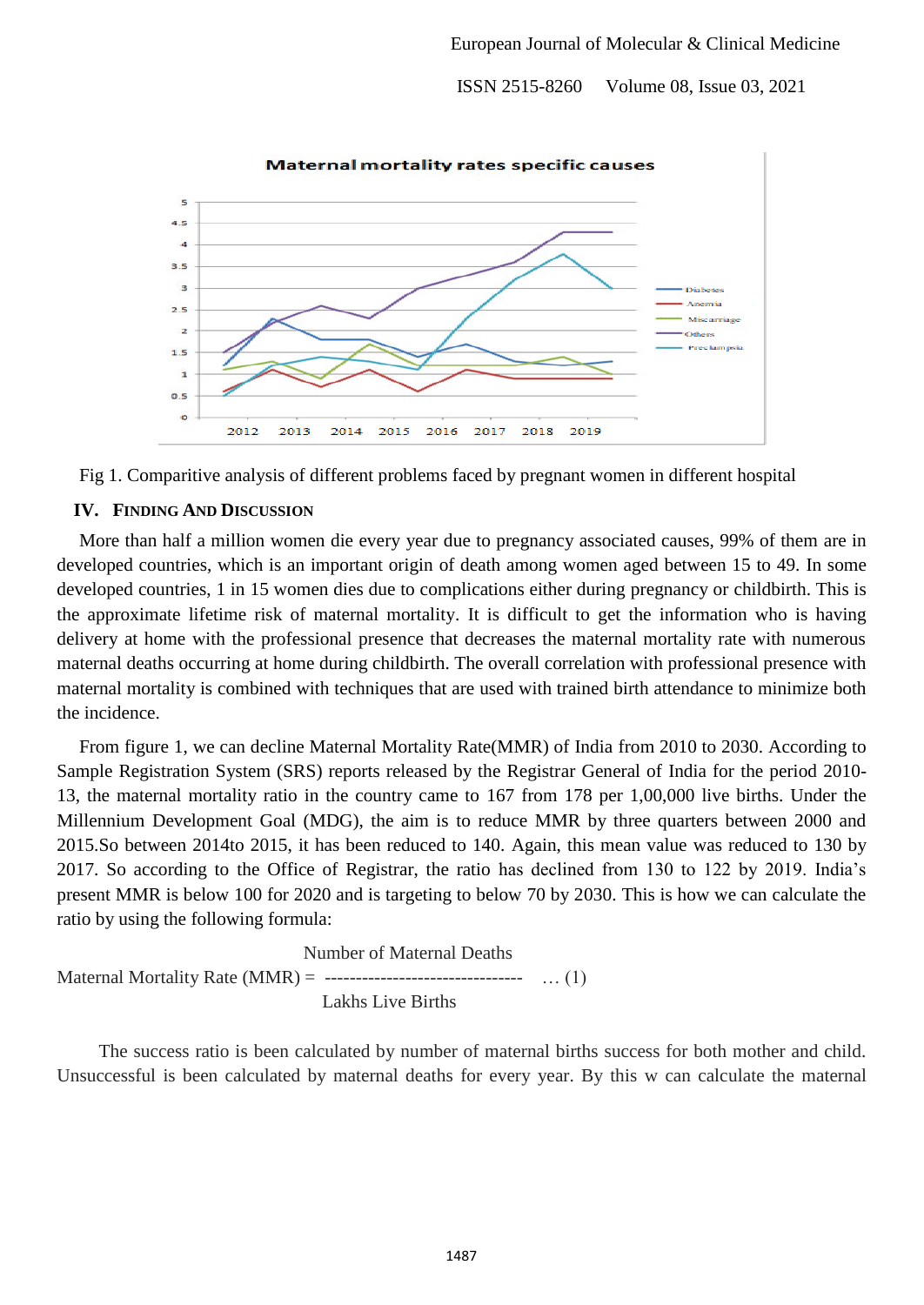Fig 1. Comparitive analysis of different problems faced by pregnant women in different hospital

## IV. Finding And Discussion

More than half a million women die every year due to pregnancy associated causes, 99% of them are in developed countries, which is an important origin of death among women aged between 15 to 49. In some developed countries, 1 in 15 women dies due to complications either during pregnancy or childbirth. This is the approximate lifetime risk of maternal mortality. It is difficult to get the information who is having delivery at home with the professional presence that decreases the maternal mortality rate with numerous maternal deaths occurring at home during childbirth. The overall correlation with professional presence with maternal mortality is combined with techniques that are used with trained birth attendance to minimize both the incidence.

From figure 1, we can decline Maternal Mortality Rate(MMR) of India from 2010 to 2030. According to Sample Registration System (SRS) reports released by the Registrar General of India for the period 2010-13, the maternal mortality ratio in the country came to 167 from 178 per 1,00,000 live births. Under the Millennium Development Goal (MDG), the aim is to reduce MMR by three quarters between 2000 and 2015.So between 2014to 2015, it has been reduced to 140. Again, this mean value was reduced to 130 by 2017. So according to the Office of Registrar, the ratio has declined from 130 to 122 by 2019. India's present MMR is below 100 for 2020 and is targeting to below 70 by 2030. This is how we can calculate the ratio by using the following formula:

$$\text{Maternal Mortality Rate (MMR)} = \frac{\text{Number of Maternal Deaths}}{\text{Lakhs Live Births}} \quad \dots (1)$$

The success ratio is been calculated by number of maternal births success for both mother and child. Unsuccessful is been calculated by maternal deaths for every year. By this w can calculate the maternal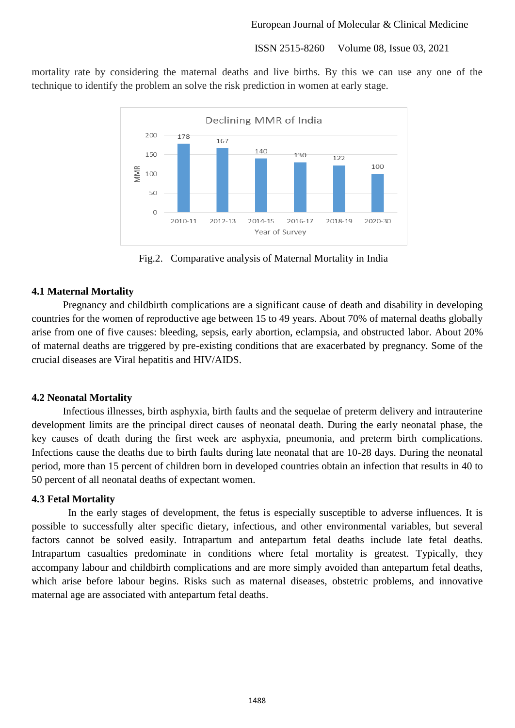mortality rate by considering the maternal deaths and live births. By this we can use any one of the technique to identify the problem an solve the risk prediction in women at early stage.

Fig.2. Comparative analysis of Maternal Mortality in India

### 4.1 Maternal Mortality

Pregnancy and childbirth complications are a significant cause of death and disability in developing countries for the women of reproductive age between 15 to 49 years. About 70% of maternal deaths globally arise from one of five causes: bleeding, sepsis, early abortion, eclampsia, and obstructed labor. About 20% of maternal deaths are triggered by pre-existing conditions that are exacerbated by pregnancy. Some of the crucial diseases are Viral hepatitis and HIV/AIDS.

### 4.2 Neonatal Mortality

Infectious illnesses, birth asphyxia, birth faults and the sequelae of preterm delivery and intrauterine development limits are the principal direct causes of neonatal death. During the early neonatal phase, the key causes of death during the first week are asphyxia, pneumonia, and preterm birth complications. Infections cause the deaths due to birth faults during late neonatal that are 10-28 days. During the neonatal period, more than 15 percent of children born in developed countries obtain an infection that results in 40 to 50 percent of all neonatal deaths of expectant women.

### 4.3 Fetal Mortality

In the early stages of development, the fetus is especially susceptible to adverse influences. It is possible to successfully alter specific dietary, infectious, and other environmental variables, but several factors cannot be solved easily. Intrapartum and antepartum fetal deaths include late fetal deaths. Intrapartum casualties predominate in conditions where fetal mortality is greatest. Typically, they accompany labour and childbirth complications and are more simply avoided than antepartum fetal deaths, which arise before labour begins. Risks such as maternal diseases, obstetric problems, and innovative maternal age are associated with antepartum fetal deaths.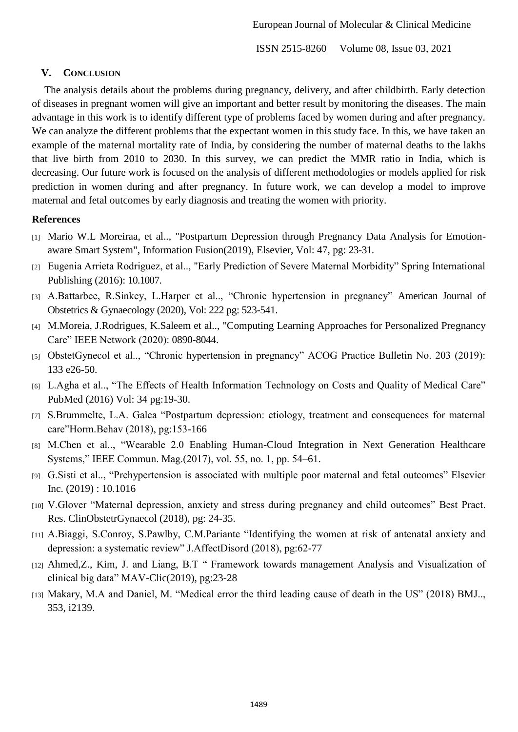## V. CONCLUSION

The analysis details about the problems during pregnancy, delivery, and after childbirth. Early detection of diseases in pregnant women will give an important and better result by monitoring the diseases. The main advantage in this work is to identify different type of problems faced by women during and after pregnancy. We can analyze the different problems that the expectant women in this study face. In this, we have taken an example of the maternal mortality rate of India, by considering the number of maternal deaths to the lakhs that live birth from 2010 to 2030. In this survey, we can predict the MMR ratio in India, which is decreasing. Our future work is focused on the analysis of different methodologies or models applied for risk prediction in women during and after pregnancy. In future work, we can develop a model to improve maternal and fetal outcomes by early diagnosis and treating the women with priority.

## References

[1] Mario W.L Moreiraa, et al.., "Postpartum Depression through Pregnancy Data Analysis for Emotion-aware Smart System", Information Fusion(2019), Elsevier, Vol: 47, pg: 23-31.

[2] Eugenia Arrieta Rodriguez, et al.., "Early Prediction of Severe Maternal Morbidity" Spring International Publishing (2016): 10.1007.

[3] A.Battarbee, R.Sinkey, L.Harper et al.., "Chronic hypertension in pregnancy" American Journal of Obstetrics & Gynaecology (2020), Vol: 222 pg: 523-541.

[4] M.Moreia, J.Rodrigues, K.Saleem et al.., "Computing Learning Approaches for Personalized Pregnancy Care" IEEE Network (2020): 0890-8044.

[5] ObstetGynecol et al.., "Chronic hypertension in pregnancy" ACOG Practice Bulletin No. 203 (2019): 133 e26-50.

[6] L.Agha et al.., "The Effects of Health Information Technology on Costs and Quality of Medical Care" PubMed (2016) Vol: 34 pg:19-30.

[7] S.Brummelte, L.A. Galea "Postpartum depression: etiology, treatment and consequences for maternal care"Horm.Behav (2018), pg:153-166

[8] M.Chen et al.., "Wearable 2.0 Enabling Human-Cloud Integration in Next Generation Healthcare Systems," IEEE Commun. Mag.(2017), vol. 55, no. 1, pp. 54–61.

[9] G.Sisti et al.., "Prehypertension is associated with multiple poor maternal and fetal outcomes" Elsevier Inc. (2019) : 10.1016

[10] V.Glover "Maternal depression, anxiety and stress during pregnancy and child outcomes" Best Pract. Res. ClinObstetrGynaecol (2018), pg: 24-35.

[11] A.Biaggi, S.Conroy, S.Pawlby, C.M.Pariante "Identifying the women at risk of antenatal anxiety and depression: a systematic review" J.AffectDisord (2018), pg:62-77

[12] Ahmed,Z., Kim, J. and Liang, B.T " Framework towards management Analysis and Visualization of clinical big data" MAV-Clic(2019), pg:23-28

[13] Makary, M.A and Daniel, M. "Medical error the third leading cause of death in the US" (2018) BMJ.., 353, i2139.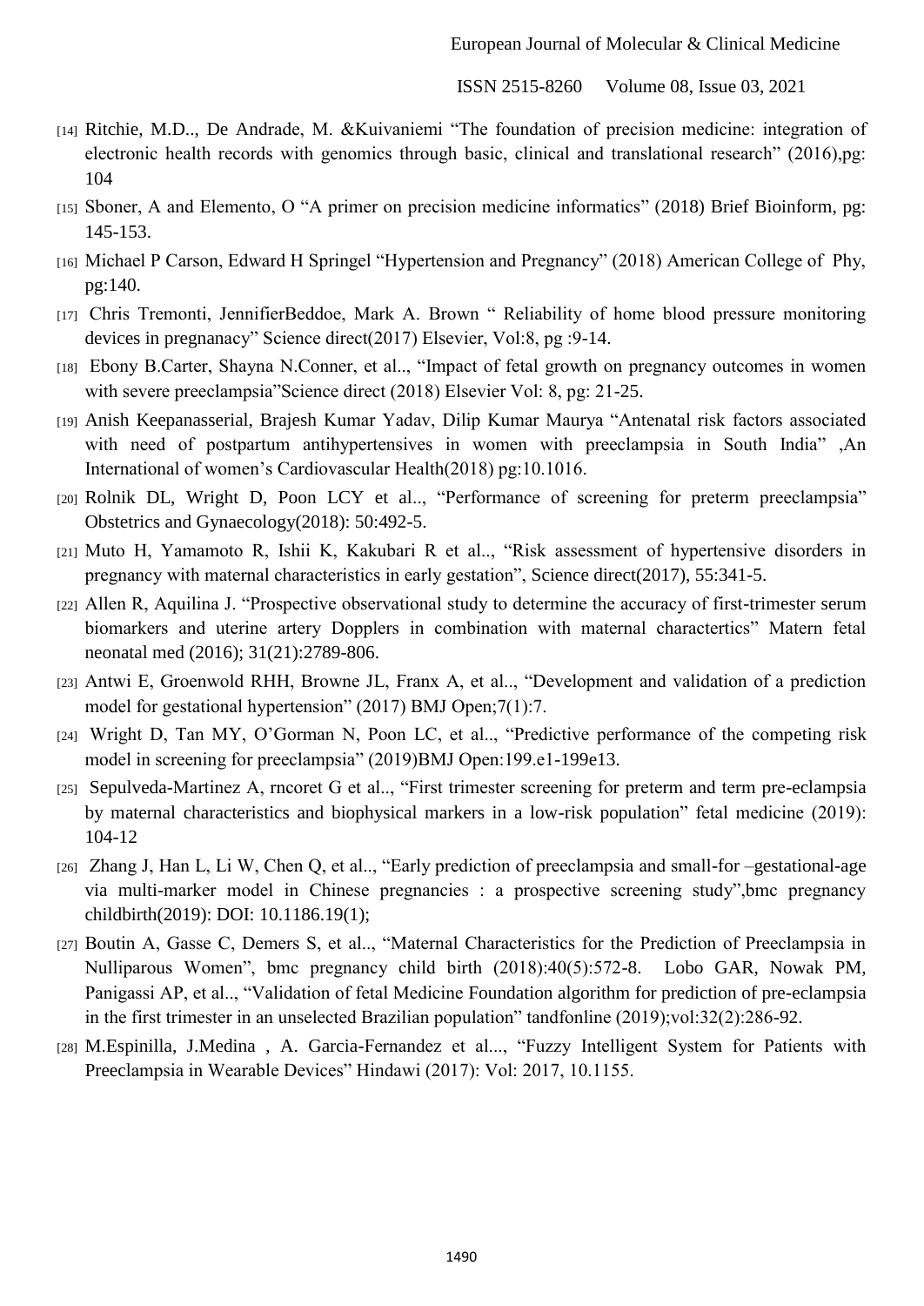[14] Ritchie, M.D.., De Andrade, M. &Kuivaniemi "The foundation of precision medicine: integration of electronic health records with genomics through basic, clinical and translational research" (2016),pg: 104

[15] Sboner, A and Elemento, O "A primer on precision medicine informatics" (2018) Brief Bioinform, pg: 145-153.

[16] Michael P Carson, Edward H Springel "Hypertension and Pregnancy" (2018) American College of Phy, pg:140.

[17] Chris Tremonti, JenniferBeddoe, Mark A. Brown " Reliability of home blood pressure monitoring devices in pregnanacy" Science direct(2017) Elsevier, Vol:8, pg :9-14.

[18] Ebony B.Carter, Shayna N.Conner, et al.., "Impact of fetal growth on pregnancy outcomes in women with severe preeclampsia"Science direct (2018) Elsevier Vol: 8, pg: 21-25.

[19] Anish Keepanasserial, Brajesh Kumar Yadav, Dilip Kumar Maurya "Antenatal risk factors associated with need of postpartum antihypertensives in women with preeclampsia in South India" ,An International of women's Cardiovascular Health(2018) pg:10.1016.

[20] Rolnik DL, Wright D, Poon LCY et al.., "Performance of screening for preterm preeclampsia" Obstetrics and Gynaecology(2018): 50:492-5.

[21] Muto H, Yamamoto R, Ishii K, Kakubari R et al.., "Risk assessment of hypertensive disorders in pregnancy with maternal characteristics in early gestation", Science direct(2017), 55:341-5.

[22] Allen R, Aquilina J. "Prospective observational study to determine the accuracy of first-trimester serum biomarkers and uterine artery Dopplers in combination with maternal charactertics" Matern fetal neonatal med (2016); 31(21):2789-806.

[23] Antwi E, Groenwold RHH, Browne JL, Franx A, et al.., "Development and validation of a prediction model for gestational hypertension" (2017) BMJ Open;7(1):7.

[24] Wright D, Tan MY, O'Gorman N, Poon LC, et al.., "Predictive performance of the competing risk model in screening for preeclampsia" (2019)BMJ Open:199.e1-199e13.

[25] Sepulveda-Martinez A, rncoret G et al.., "First trimester screening for preterm and term pre-eclampsia by maternal characteristics and biophysical markers in a low-risk population" fetal medicine (2019): 104-12

[26] Zhang J, Han L, Li W, Chen Q, et al.., "Early prediction of preeclampsia and small-for –gestational-age via multi-marker model in Chinese pregnancies : a prospective screening study",bmc pregnancy childbirth(2019): DOI: 10.1186.19(1);

[27] Boutin A, Gasse C, Demers S, et al.., "Maternal Characteristics for the Prediction of Preeclampsia in Nulliparous Women", bmc pregnancy child birth (2018):40(5):572-8. Lobo GAR, Nowak PM, Panigassi AP, et al.., "Validation of fetal Medicine Foundation algorithm for prediction of pre-eclampsia in the first trimester in an unselected Brazilian population" tandfonline (2019);vol:32(2):286-92.

[28] M.Espinilla, J.Medina , A. Garcia-Fernandez et al..., "Fuzzy Intelligent System for Patients with Preeclampsia in Wearable Devices" Hindawi (2017): Vol: 2017, 10.1155.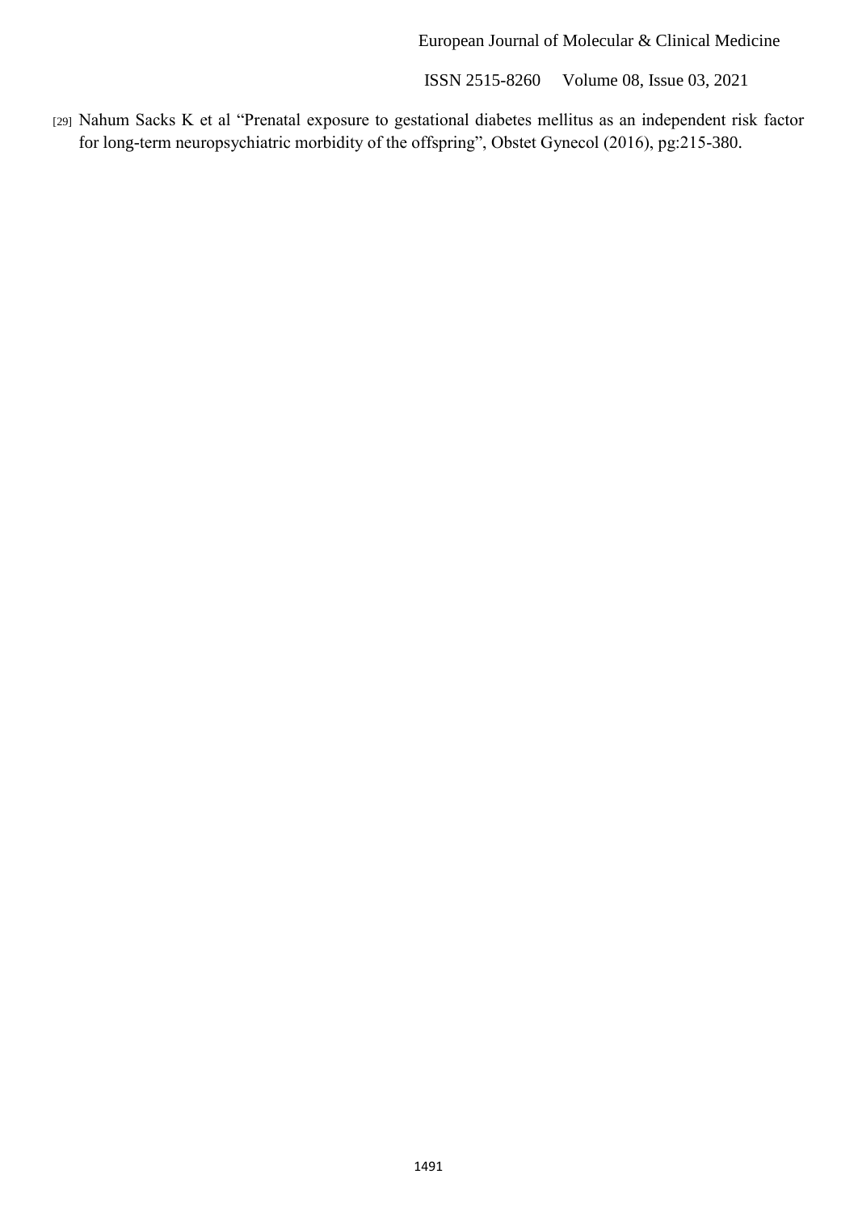[29] Nahum Sacks K et al "Prenatal exposure to gestational diabetes mellitus as an independent risk factor for long-term neuropsychiatric morbidity of the offspring", Obstet Gynecol (2016), pg:215-380.